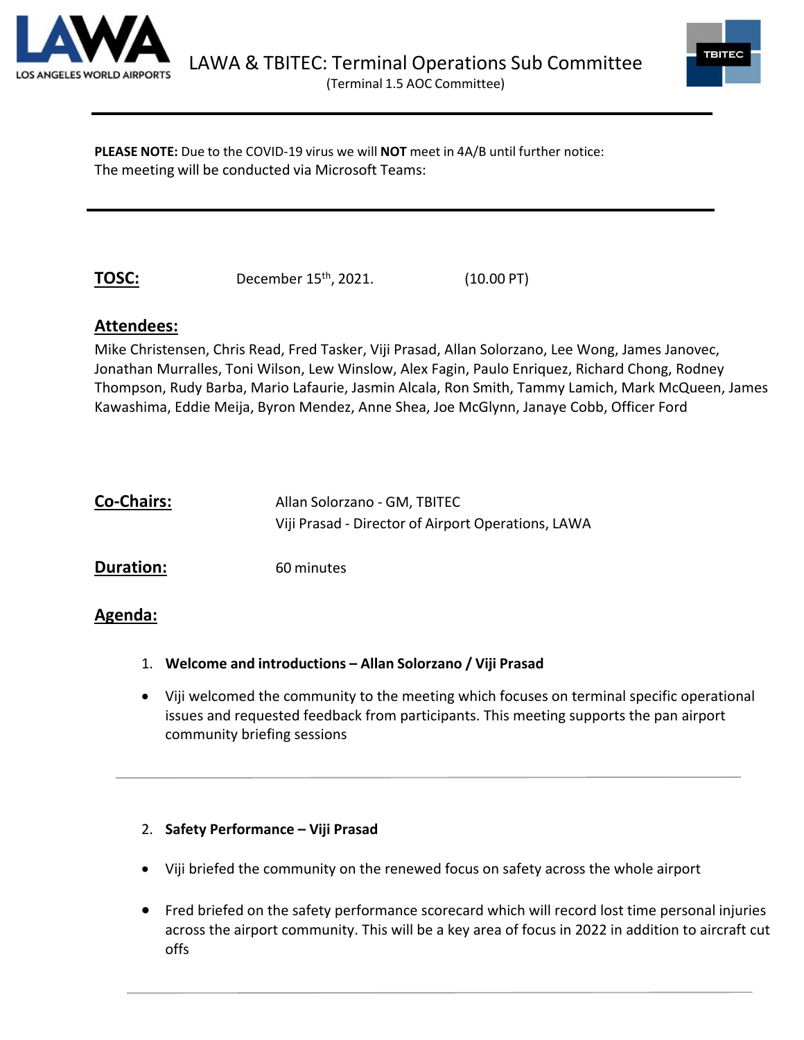# LAWA & TBITEC: Terminal Operations Sub Committee

(Terminal 1.5 AOC Committee)

---

**PLEASE NOTE:** Due to the COVID-19 virus we will **NOT** meet in 4A/B until further notice:
The meeting will be conducted via Microsoft Teams:

---

**TOSC:** December 15th, 2021. (10.00 PT)

## Attendees:

Mike Christensen, Chris Read, Fred Tasker, Viji Prasad, Allan Solorzano, Lee Wong, James Janovec, Jonathan Murralles, Toni Wilson, Lew Winslow, Alex Fagin, Paulo Enriquez, Richard Chong, Rodney Thompson, Rudy Barba, Mario Lafaurie, Jasmin Alcala, Ron Smith, Tammy Lamich, Mark McQueen, James Kawashima, Eddie Meija, Byron Mendez, Anne Shea, Joe McGlynn, Janaye Cobb, Officer Ford

**Co-Chairs:** Allan Solorzano - GM, TBITEC
Viji Prasad - Director of Airport Operations, LAWA

**Duration:** 60 minutes

## Agenda:

1. **Welcome and introductions – Allan Solorzano / Viji Prasad**

- Viji welcomed the community to the meeting which focuses on terminal specific operational issues and requested feedback from participants. This meeting supports the pan airport community briefing sessions

---

2. **Safety Performance – Viji Prasad**

- Viji briefed the community on the renewed focus on safety across the whole airport
- Fred briefed on the safety performance scorecard which will record lost time personal injuries across the airport community. This will be a key area of focus in 2022 in addition to aircraft cut offs

---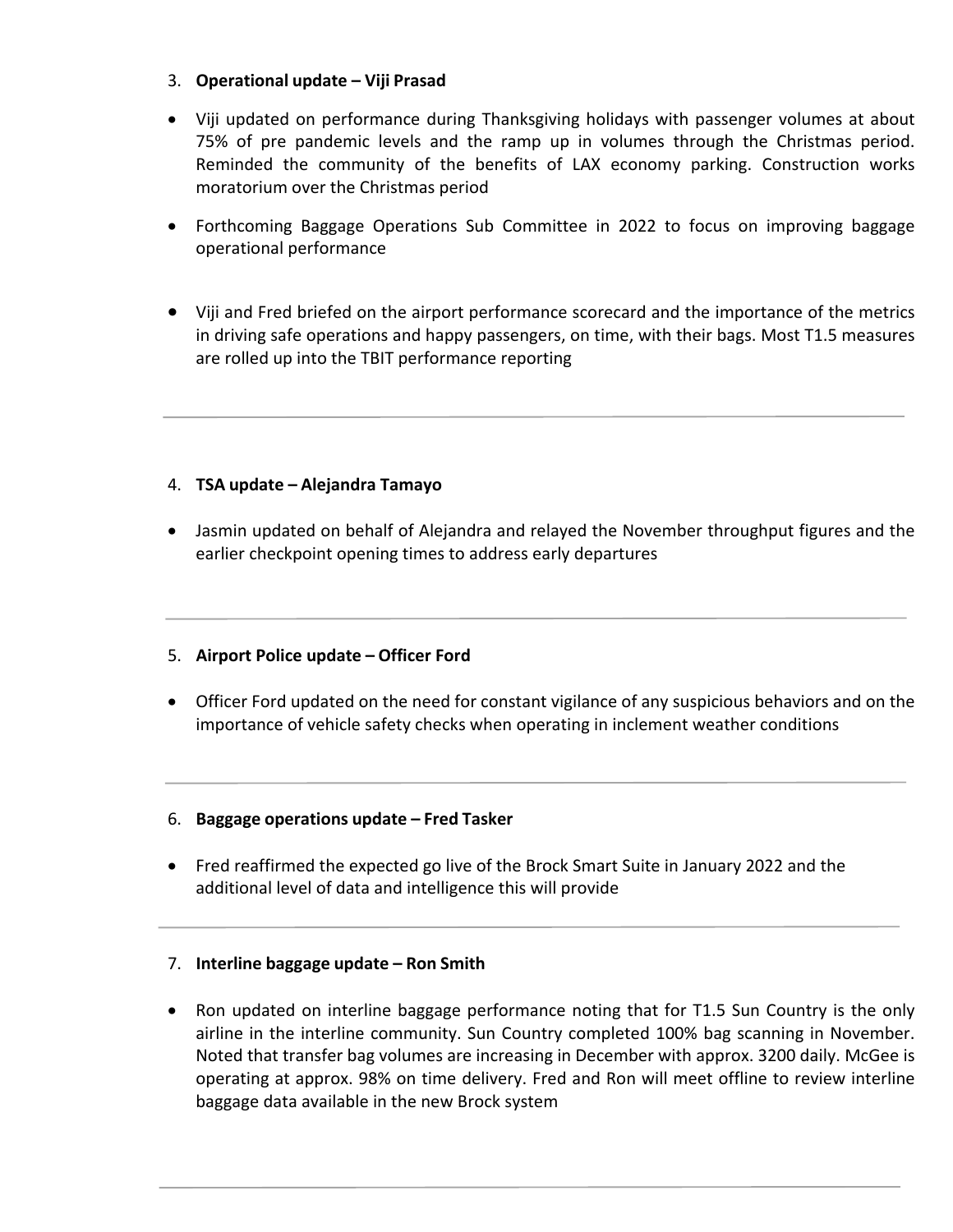3. **Operational update – Viji Prasad**

- Viji updated on performance during Thanksgiving holidays with passenger volumes at about 75% of pre pandemic levels and the ramp up in volumes through the Christmas period. Reminded the community of the benefits of LAX economy parking. Construction works moratorium over the Christmas period
- Forthcoming Baggage Operations Sub Committee in 2022 to focus on improving baggage operational performance
- Viji and Fred briefed on the airport performance scorecard and the importance of the metrics in driving safe operations and happy passengers, on time, with their bags. Most T1.5 measures are rolled up into the TBIT performance reporting

---

4. **TSA update – Alejandra Tamayo**

- Jasmin updated on behalf of Alejandra and relayed the November throughput figures and the earlier checkpoint opening times to address early departures

---

5. **Airport Police update – Officer Ford**

- Officer Ford updated on the need for constant vigilance of any suspicious behaviors and on the importance of vehicle safety checks when operating in inclement weather conditions

---

6. **Baggage operations update – Fred Tasker**

- Fred reaffirmed the expected go live of the Brock Smart Suite in January 2022 and the additional level of data and intelligence this will provide

---

7. **Interline baggage update – Ron Smith**

- Ron updated on interline baggage performance noting that for T1.5 Sun Country is the only airline in the interline community. Sun Country completed 100% bag scanning in November. Noted that transfer bag volumes are increasing in December with approx. 3200 daily. McGee is operating at approx. 98% on time delivery. Fred and Ron will meet offline to review interline baggage data available in the new Brock system

---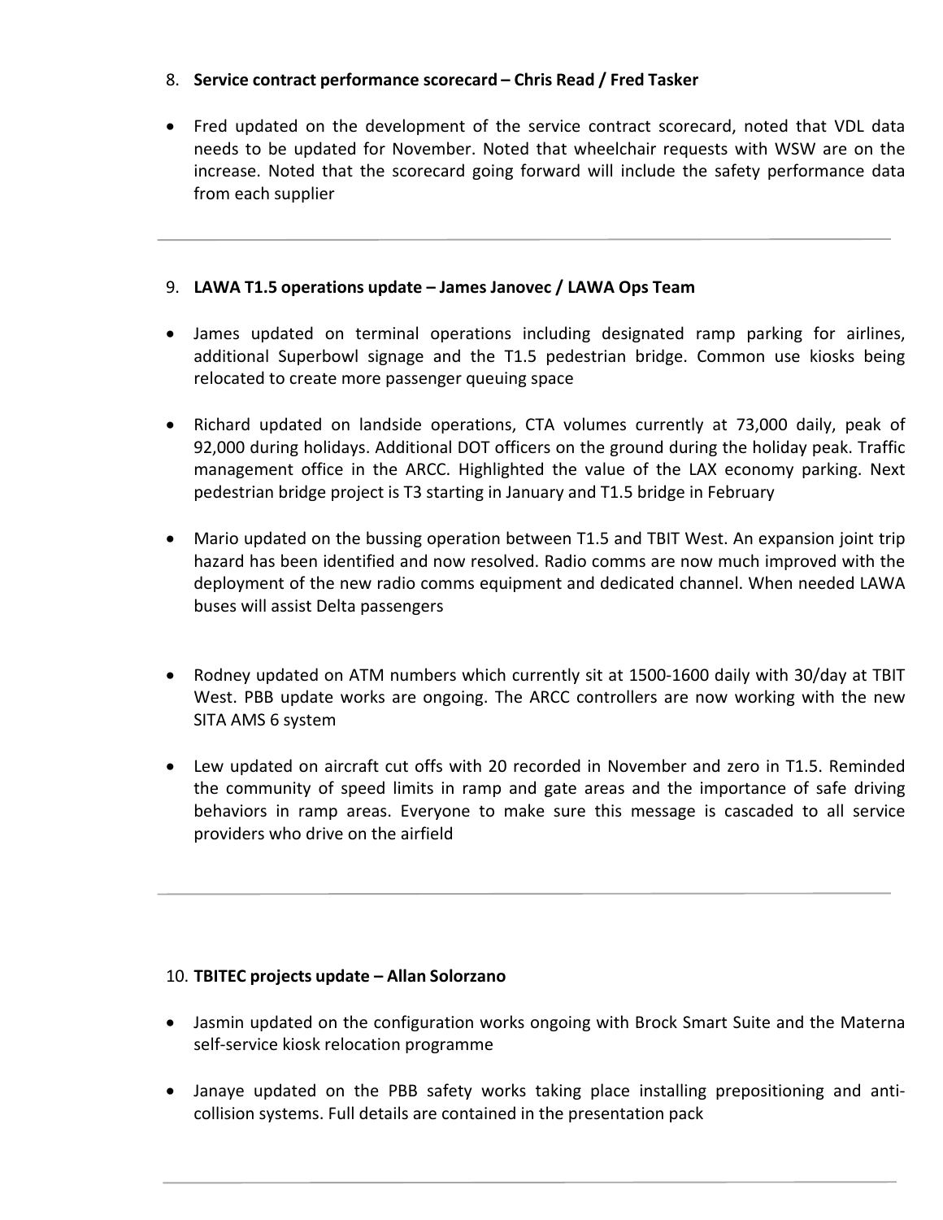8. **Service contract performance scorecard – Chris Read / Fred Tasker**

- Fred updated on the development of the service contract scorecard, noted that VDL data needs to be updated for November. Noted that wheelchair requests with WSW are on the increase. Noted that the scorecard going forward will include the safety performance data from each supplier

---

9. **LAWA T1.5 operations update – James Janovec / LAWA Ops Team**

- James updated on terminal operations including designated ramp parking for airlines, additional Superbowl signage and the T1.5 pedestrian bridge. Common use kiosks being relocated to create more passenger queuing space

- Richard updated on landside operations, CTA volumes currently at 73,000 daily, peak of 92,000 during holidays. Additional DOT officers on the ground during the holiday peak. Traffic management office in the ARCC. Highlighted the value of the LAX economy parking. Next pedestrian bridge project is T3 starting in January and T1.5 bridge in February

- Mario updated on the bussing operation between T1.5 and TBIT West. An expansion joint trip hazard has been identified and now resolved. Radio comms are now much improved with the deployment of the new radio comms equipment and dedicated channel. When needed LAWA buses will assist Delta passengers

- Rodney updated on ATM numbers which currently sit at 1500-1600 daily with 30/day at TBIT West. PBB update works are ongoing. The ARCC controllers are now working with the new SITA AMS 6 system

- Lew updated on aircraft cut offs with 20 recorded in November and zero in T1.5. Reminded the community of speed limits in ramp and gate areas and the importance of safe driving behaviors in ramp areas. Everyone to make sure this message is cascaded to all service providers who drive on the airfield

---

10. **TBITEC projects update – Allan Solorzano**

- Jasmin updated on the configuration works ongoing with Brock Smart Suite and the Materna self-service kiosk relocation programme

- Janaye updated on the PBB safety works taking place installing prepositioning and anti-collision systems. Full details are contained in the presentation pack

---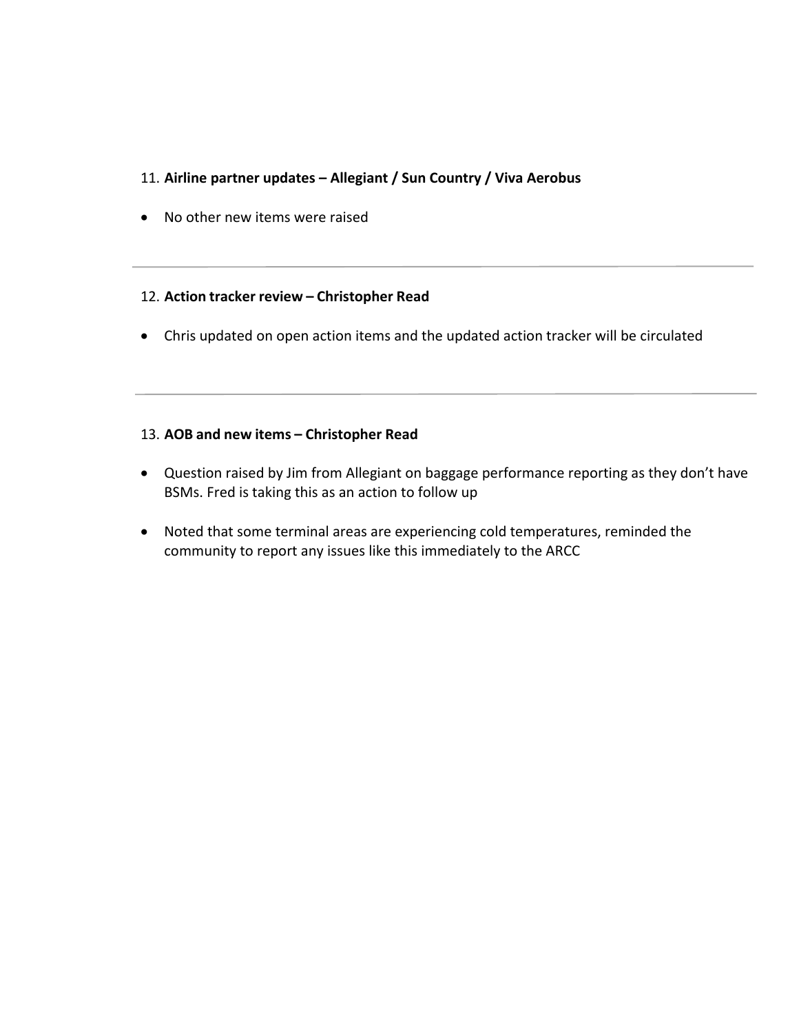11. **Airline partner updates – Allegiant / Sun Country / Viva Aerobus**

- No other new items were raised

---

12. **Action tracker review – Christopher Read**

- Chris updated on open action items and the updated action tracker will be circulated

---

13. **AOB and new items – Christopher Read**

- Question raised by Jim from Allegiant on baggage performance reporting as they don't have BSMs. Fred is taking this as an action to follow up
- Noted that some terminal areas are experiencing cold temperatures, reminded the community to report any issues like this immediately to the ARCC